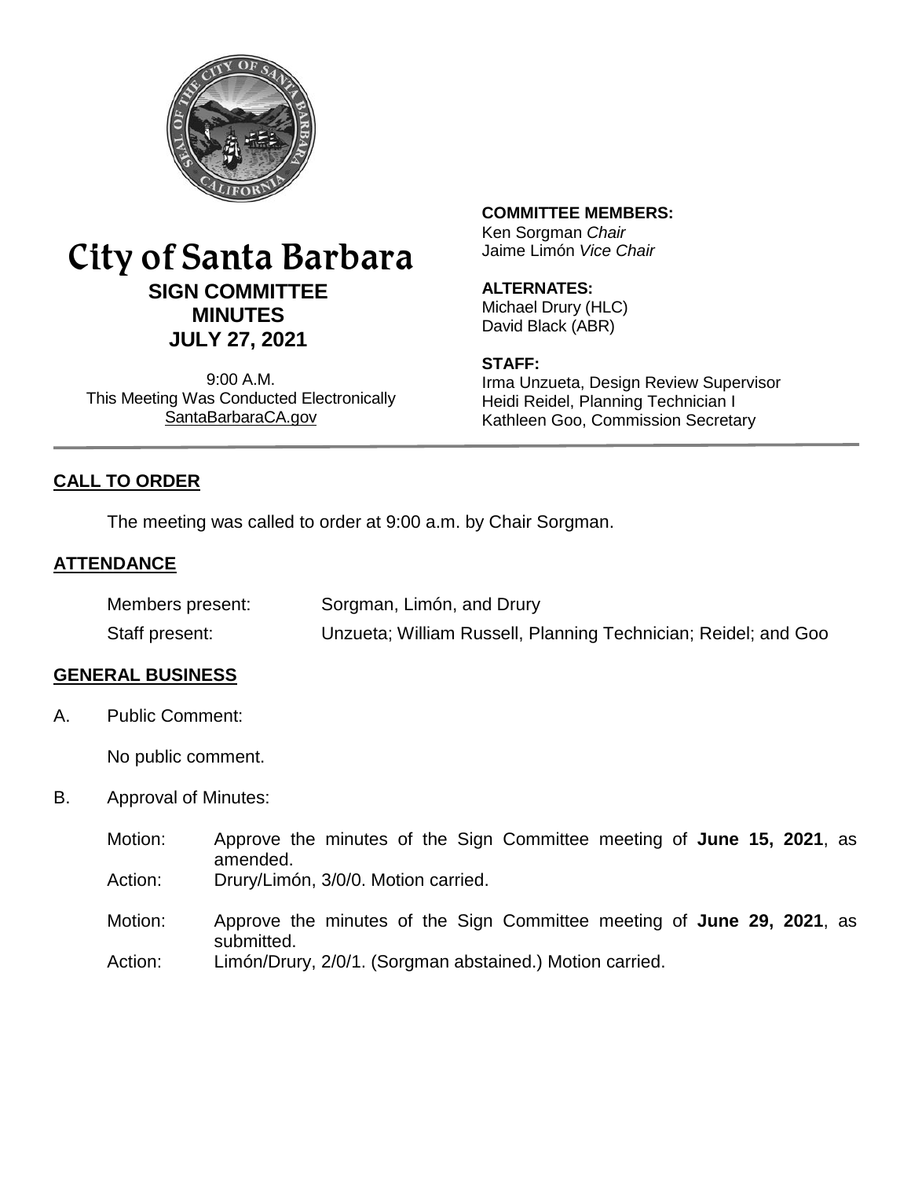# City of Santa Barbara

## SIGN COMMITTEE MINUTES

## JULY 27, 2021

9:00 A.M.
This Meeting Was Conducted Electronically
SantaBarbaraCA.gov

**COMMITTEE MEMBERS:**
Ken Sorgman *Chair*
Jaime Limón *Vice Chair*

**ALTERNATES:**
Michael Drury (HLC)
David Black (ABR)

**STAFF:**
Irma Unzueta, Design Review Supervisor
Heidi Reidel, Planning Technician I
Kathleen Goo, Commission Secretary

---

## CALL TO ORDER

The meeting was called to order at 9:00 a.m. by Chair Sorgman.

## ATTENDANCE

| | |
|---|---|
| Members present: | Sorgman, Limón, and Drury |
| Staff present: | Unzueta; William Russell, Planning Technician; Reidel; and Goo |

## GENERAL BUSINESS

A. Public Comment:

No public comment.

B. Approval of Minutes:

| | |
|---|---|
| Motion: | Approve the minutes of the Sign Committee meeting of **June 15, 2021**, as amended. |
| Action: | Drury/Limón, 3/0/0. Motion carried. |
| Motion: | Approve the minutes of the Sign Committee meeting of **June 29, 2021**, as submitted. |
| Action: | Limón/Drury, 2/0/1. (Sorgman abstained.) Motion carried. |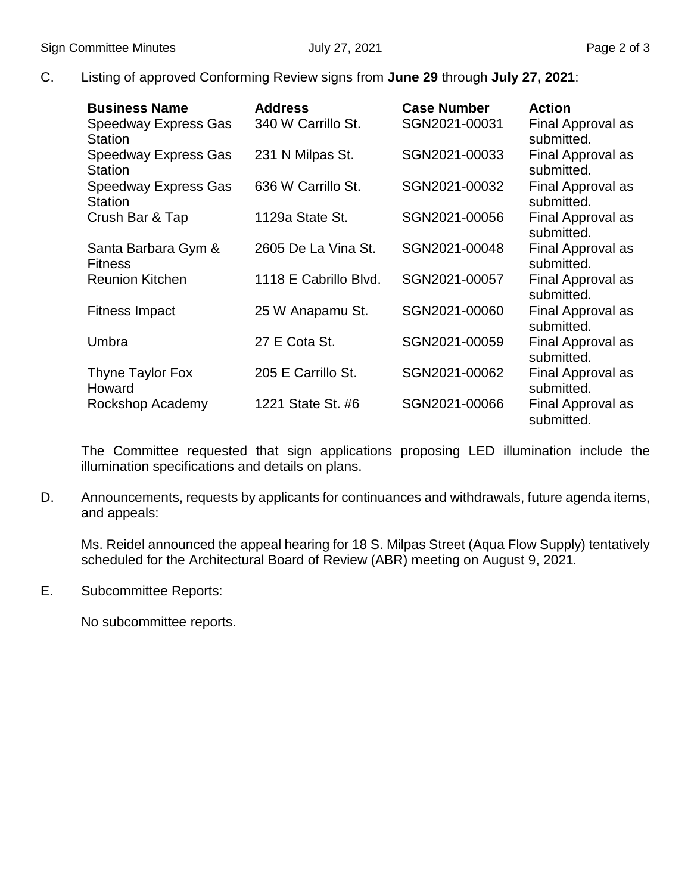C. Listing of approved Conforming Review signs from **June 29** through **July 27, 2021**:

| **Business Name** | **Address** | **Case Number** | **Action** |
|---|---|---|---|
| Speedway Express Gas Station | 340 W Carrillo St. | SGN2021-00031 | Final Approval as submitted. |
| Speedway Express Gas Station | 231 N Milpas St. | SGN2021-00033 | Final Approval as submitted. |
| Speedway Express Gas Station | 636 W Carrillo St. | SGN2021-00032 | Final Approval as submitted. |
| Crush Bar & Tap | 1129a State St. | SGN2021-00056 | Final Approval as submitted. |
| Santa Barbara Gym & Fitness | 2605 De La Vina St. | SGN2021-00048 | Final Approval as submitted. |
| Reunion Kitchen | 1118 E Cabrillo Blvd. | SGN2021-00057 | Final Approval as submitted. |
| Fitness Impact | 25 W Anapamu St. | SGN2021-00060 | Final Approval as submitted. |
| Umbra | 27 E Cota St. | SGN2021-00059 | Final Approval as submitted. |
| Thyne Taylor Fox Howard | 205 E Carrillo St. | SGN2021-00062 | Final Approval as submitted. |
| Rockshop Academy | 1221 State St. #6 | SGN2021-00066 | Final Approval as submitted. |

The Committee requested that sign applications proposing LED illumination include the illumination specifications and details on plans.

D. Announcements, requests by applicants for continuances and withdrawals, future agenda items, and appeals:

Ms. Reidel announced the appeal hearing for 18 S. Milpas Street (Aqua Flow Supply) tentatively scheduled for the Architectural Board of Review (ABR) meeting on August 9, 2021.

E. Subcommittee Reports:

No subcommittee reports.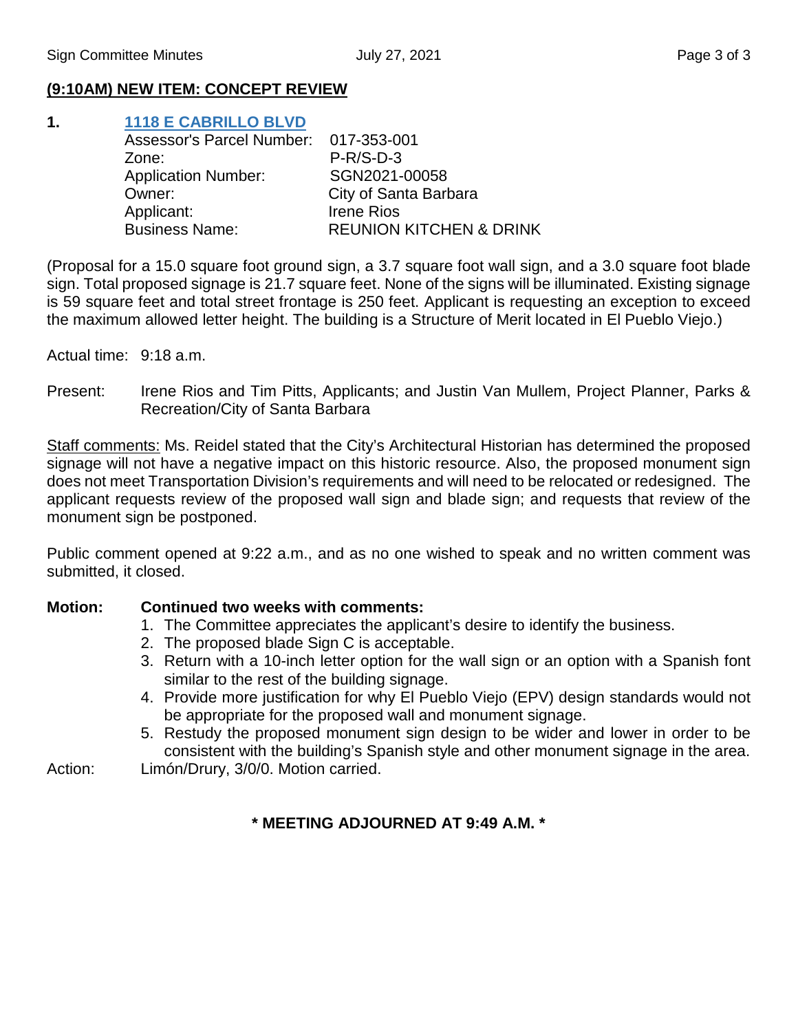## (9:10AM) NEW ITEM: CONCEPT REVIEW

**1. 1118 E CABRILLO BLVD**

| | |
|---|---|
| Assessor's Parcel Number: | 017-353-001 |
| Zone: | P-R/S-D-3 |
| Application Number: | SGN2021-00058 |
| Owner: | City of Santa Barbara |
| Applicant: | Irene Rios |
| Business Name: | REUNION KITCHEN & DRINK |

(Proposal for a 15.0 square foot ground sign, a 3.7 square foot wall sign, and a 3.0 square foot blade sign. Total proposed signage is 21.7 square feet. None of the signs will be illuminated. Existing signage is 59 square feet and total street frontage is 250 feet. Applicant is requesting an exception to exceed the maximum allowed letter height. The building is a Structure of Merit located in El Pueblo Viejo.)

Actual time: 9:18 a.m.

Present: Irene Rios and Tim Pitts, Applicants; and Justin Van Mullem, Project Planner, Parks & Recreation/City of Santa Barbara

Staff comments: Ms. Reidel stated that the City's Architectural Historian has determined the proposed signage will not have a negative impact on this historic resource. Also, the proposed monument sign does not meet Transportation Division's requirements and will need to be relocated or redesigned. The applicant requests review of the proposed wall sign and blade sign; and requests that review of the monument sign be postponed.

Public comment opened at 9:22 a.m., and as no one wished to speak and no written comment was submitted, it closed.

**Motion: Continued two weeks with comments:**

1. The Committee appreciates the applicant's desire to identify the business.
2. The proposed blade Sign C is acceptable.
3. Return with a 10-inch letter option for the wall sign or an option with a Spanish font similar to the rest of the building signage.
4. Provide more justification for why El Pueblo Viejo (EPV) design standards would not be appropriate for the proposed wall and monument signage.
5. Restudy the proposed monument sign design to be wider and lower in order to be consistent with the building's Spanish style and other monument signage in the area.

Action: Limón/Drury, 3/0/0. Motion carried.

**\* MEETING ADJOURNED AT 9:49 A.M. \***